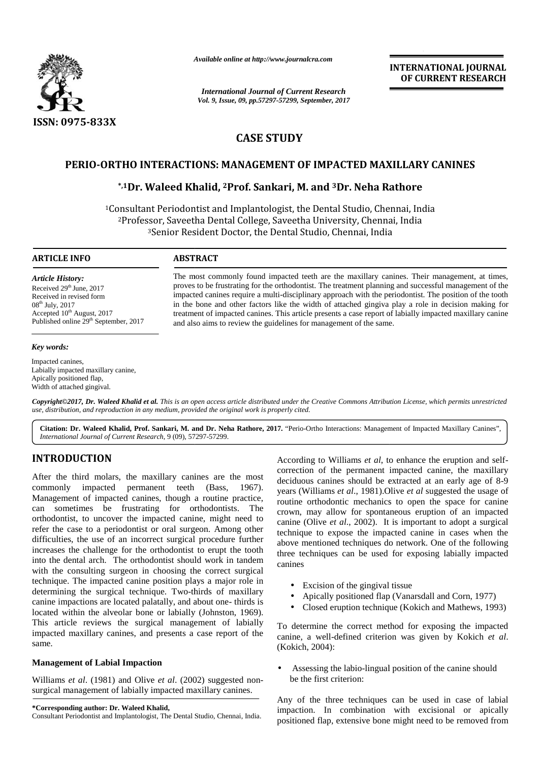*Available online at http://www.journalcra.com*

**INTERNATIONAL JOURNAL OF CURRENT RESEARCH**

*International Journal of Current Research*
*Vol. 9, Issue, 09, pp.57297-57299, September, 2017*

**ISSN: 0975-833X**

## CASE STUDY

# PERIO-ORTHO INTERACTIONS: MANAGEMENT OF IMPACTED MAXILLARY CANINES

**\*,1Dr. Waleed Khalid, 2Prof. Sankari, M. and 3Dr. Neha Rathore**

[1]Consultant Periodontist and Implantologist, the Dental Studio, Chennai, India
[2]Professor, Saveetha Dental College, Saveetha University, Chennai, India
[3]Senior Resident Doctor, the Dental Studio, Chennai, India

**ARTICLE INFO**

*Article History:*
Received 29th June, 2017
Received in revised form
08th July, 2017
Accepted 10th August, 2017
Published online 29th September, 2017

*Key words:*
Impacted canines,
Labially impacted maxillary canine,
Apically positioned flap,
Width of attached gingival.

**ABSTRACT**

The most commonly found impacted teeth are the maxillary canines. Their management, at times, proves to be frustrating for the orthodontist. The treatment planning and successful management of the impacted canines require a multi-disciplinary approach with the periodontist. The position of the tooth in the bone and other factors like the width of attached gingiva play a role in decision making for treatment of impacted canines. This article presents a case report of labially impacted maxillary canine and also aims to review the guidelines for management of the same.

***Copyright©2017, Dr. Waleed Khalid et al.*** *This is an open access article distributed under the Creative Commons Attribution License, which permits unrestricted use, distribution, and reproduction in any medium, provided the original work is properly cited.*

**Citation: Dr. Waleed Khalid, Prof. Sankari, M. and Dr. Neha Rathore, 2017.** "Perio-Ortho Interactions: Management of Impacted Maxillary Canines", *International Journal of Current Research*, 9 (09), 57297-57299.

## INTRODUCTION

After the third molars, the maxillary canines are the most commonly impacted permanent teeth (Bass, 1967). Management of impacted canines, though a routine practice, can sometimes be frustrating for orthodontists. The orthodontist, to uncover the impacted canine, might need to refer the case to a periodontist or oral surgeon. Among other difficulties, the use of an incorrect surgical procedure further increases the challenge for the orthodontist to erupt the tooth into the dental arch. The orthodontist should work in tandem with the consulting surgeon in choosing the correct surgical technique. The impacted canine position plays a major role in determining the surgical technique. Two-thirds of maxillary canine impactions are located palatally, and about one- thirds is located within the alveolar bone or labially (Johnston, 1969). This article reviews the surgical management of labially impacted maxillary canines, and presents a case report of the same.

### Management of Labial Impaction

Williams *et al*. (1981) and Olive *et al*. (2002) suggested non-surgical management of labially impacted maxillary canines.

According to Williams *et al*, to enhance the eruption and self-correction of the permanent impacted canine, the maxillary deciduous canines should be extracted at an early age of 8-9 years (Williams *et al*., 1981).Olive *et al* suggested the usage of routine orthodontic mechanics to open the space for canine crown, may allow for spontaneous eruption of an impacted canine (Olive *et al*., 2002). It is important to adopt a surgical technique to expose the impacted canine in cases when the above mentioned techniques do network. One of the following three techniques can be used for exposing labially impacted canines

- Excision of the gingival tissue
- Apically positioned flap (Vanarsdall and Corn, 1977)
- Closed eruption technique (Kokich and Mathews, 1993)

To determine the correct method for exposing the impacted canine, a well-defined criterion was given by Kokich *et al*. (Kokich, 2004):

- Assessing the labio-lingual position of the canine should be the first criterion:

Any of the three techniques can be used in case of labial impaction. In combination with excisional or apically positioned flap, extensive bone might need to be removed from

**\*Corresponding author: Dr. Waleed Khalid,**
Consultant Periodontist and Implantologist, The Dental Studio, Chennai, India.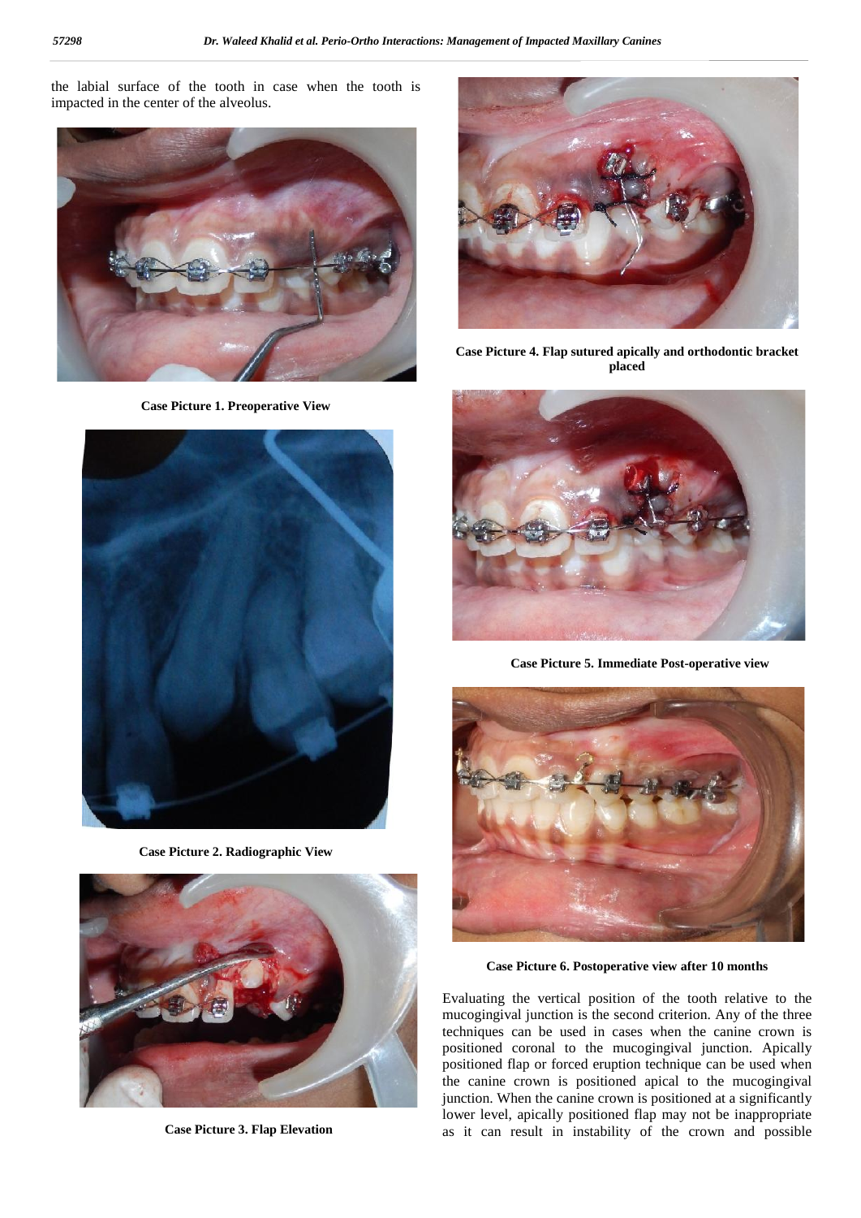the labial surface of the tooth in case when the tooth is impacted in the center of the alveolus.

**Case Picture 1. Preoperative View**

**Case Picture 2. Radiographic View**

**Case Picture 3. Flap Elevation**

**Case Picture 4. Flap sutured apically and orthodontic bracket placed**

**Case Picture 5. Immediate Post-operative view**

**Case Picture 6. Postoperative view after 10 months**

Evaluating the vertical position of the tooth relative to the mucogingival junction is the second criterion. Any of the three techniques can be used in cases when the canine crown is positioned coronal to the mucogingival junction. Apically positioned flap or forced eruption technique can be used when the canine crown is positioned apical to the mucogingival junction. When the canine crown is positioned at a significantly lower level, apically positioned flap may not be inappropriate as it can result in instability of the crown and possible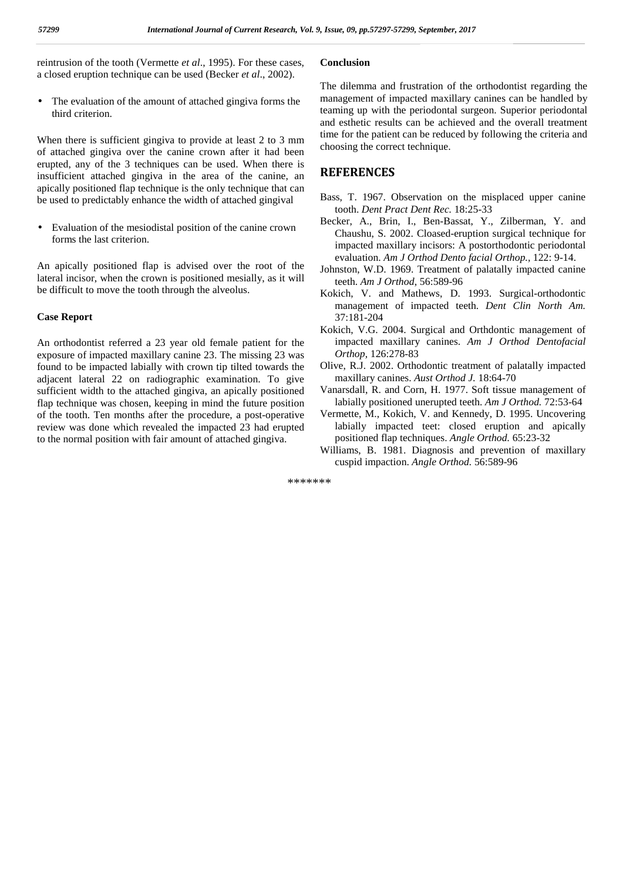reintrusion of the tooth (Vermette *et al*., 1995). For these cases, a closed eruption technique can be used (Becker *et al*., 2002).

- The evaluation of the amount of attached gingiva forms the third criterion.

When there is sufficient gingiva to provide at least 2 to 3 mm of attached gingiva over the canine crown after it had been erupted, any of the 3 techniques can be used. When there is insufficient attached gingiva in the area of the canine, an apically positioned flap technique is the only technique that can be used to predictably enhance the width of attached gingival

- Evaluation of the mesiodistal position of the canine crown forms the last criterion.

An apically positioned flap is advised over the root of the lateral incisor, when the crown is positioned mesially, as it will be difficult to move the tooth through the alveolus.

### Case Report

An orthodontist referred a 23 year old female patient for the exposure of impacted maxillary canine 23. The missing 23 was found to be impacted labially with crown tip tilted towards the adjacent lateral 22 on radiographic examination. To give sufficient width to the attached gingiva, an apically positioned flap technique was chosen, keeping in mind the future position of the tooth. Ten months after the procedure, a post-operative review was done which revealed the impacted 23 had erupted to the normal position with fair amount of attached gingiva.

### Conclusion

The dilemma and frustration of the orthodontist regarding the management of impacted maxillary canines can be handled by teaming up with the periodontal surgeon. Superior periodontal and esthetic results can be achieved and the overall treatment time for the patient can be reduced by following the criteria and choosing the correct technique.

## REFERENCES

Bass, T. 1967. Observation on the misplaced upper canine tooth. *Dent Pract Dent Rec.* 18:25-33

Becker, A., Brin, I., Ben-Bassat, Y., Zilberman, Y. and Chaushu, S. 2002. Cloased-eruption surgical technique for impacted maxillary incisors: A postorthodontic periodontal evaluation. *Am J Orthod Dento facial Orthop.*, 122: 9-14.

Johnston, W.D. 1969. Treatment of palatally impacted canine teeth. *Am J Orthod*, 56:589-96

Kokich, V. and Mathews, D. 1993. Surgical-orthodontic management of impacted teeth. *Dent Clin North Am.* 37:181-204

Kokich, V.G. 2004. Surgical and Orthdontic management of impacted maxillary canines. *Am J Orthod Dentofacial Orthop*, 126:278-83

Olive, R.J. 2002. Orthodontic treatment of palatally impacted maxillary canines. *Aust Orthod J.* 18:64-70

Vanarsdall, R. and Corn, H. 1977. Soft tissue management of labially positioned unerupted teeth. *Am J Orthod.* 72:53-64

Vermette, M., Kokich, V. and Kennedy, D. 1995. Uncovering labially impacted teet: closed eruption and apically positioned flap techniques. *Angle Orthod.* 65:23-32

Williams, B. 1981. Diagnosis and prevention of maxillary cuspid impaction. *Angle Orthod.* 56:589-96

*******